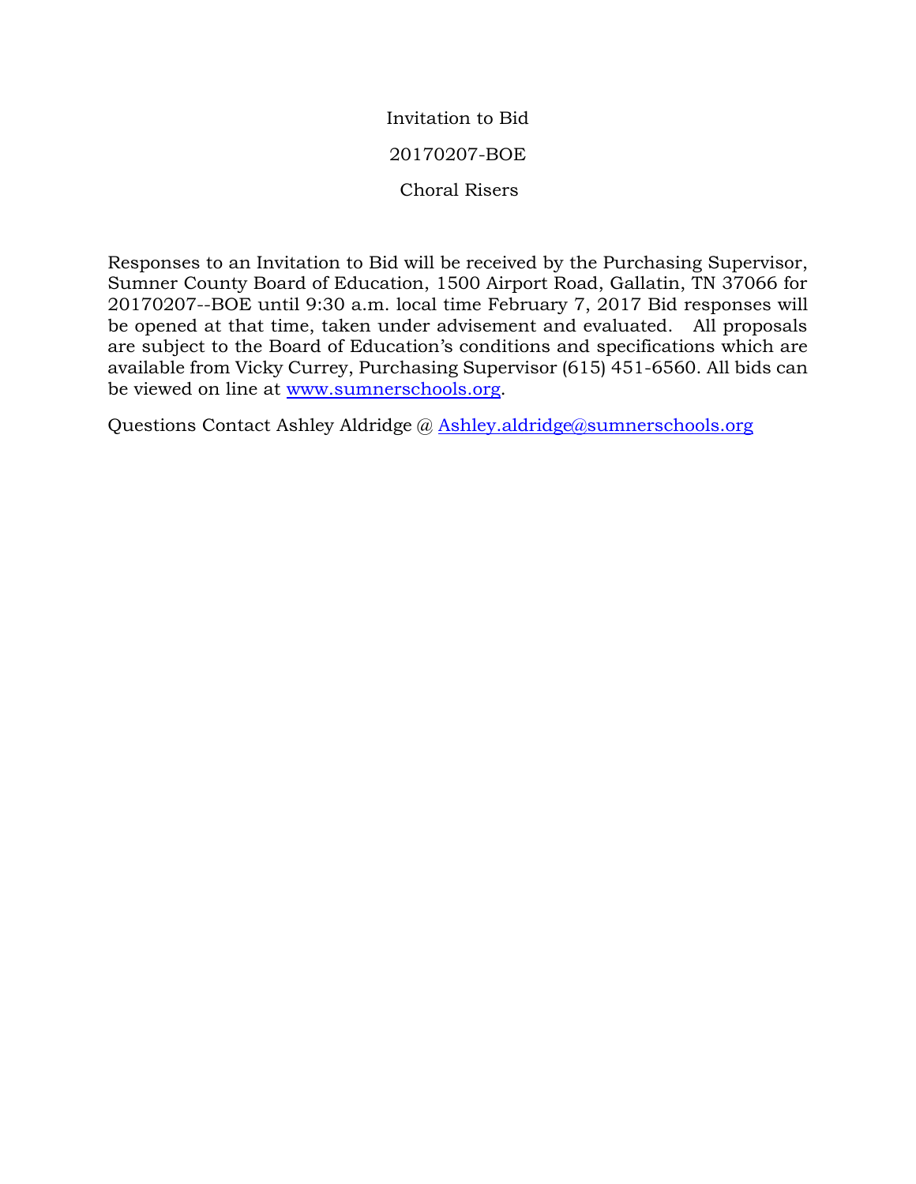# Invitation to Bid

## 20170207-BOE

## Choral Risers

Responses to an Invitation to Bid will be received by the Purchasing Supervisor, Sumner County Board of Education, 1500 Airport Road, Gallatin, TN 37066 for 20170207--BOE until 9:30 a.m. local time February 7, 2017 Bid responses will be opened at that time, taken under advisement and evaluated. All proposals are subject to the Board of Education's conditions and specifications which are available from Vicky Currey, Purchasing Supervisor (615) 451-6560. All bids can be viewed on line at [www.sumnerschools.org](http://www.sumnerschools.org).

Questions Contact Ashley Aldridge @ [Ashley.aldridge@sumnerschools.org](mailto:Ashley.aldridge@sumnerschools.org)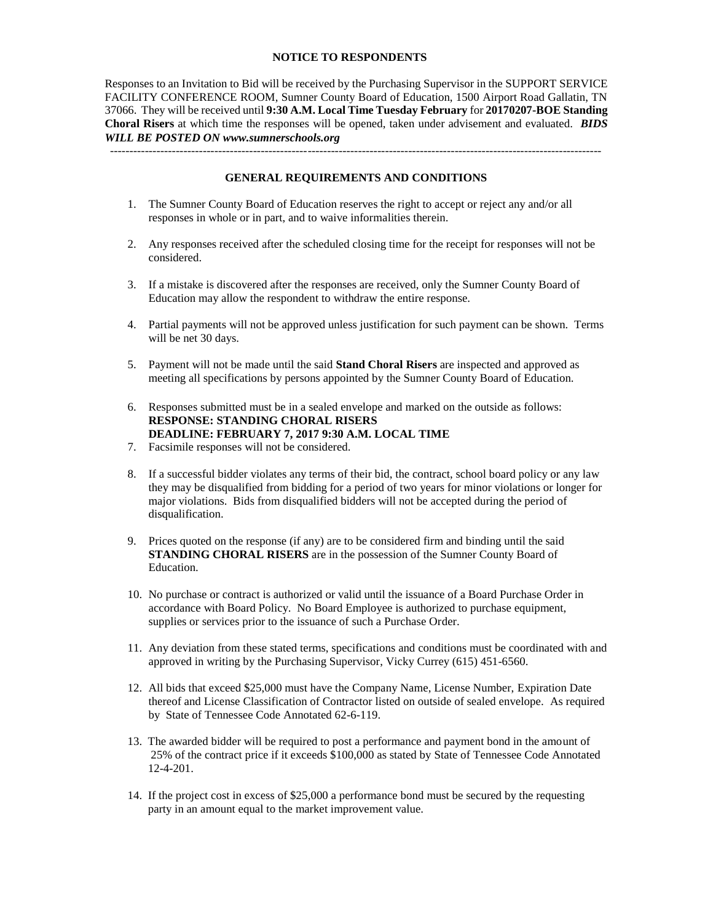## NOTICE TO RESPONDENTS

Responses to an Invitation to Bid will be received by the Purchasing Supervisor in the SUPPORT SERVICE FACILITY CONFERENCE ROOM, Sumner County Board of Education, 1500 Airport Road Gallatin, TN 37066. They will be received until **9:30 A.M. Local Time Tuesday February** for **20170207-BOE Standing Choral Risers** at which time the responses will be opened, taken under advisement and evaluated. ***BIDS WILL BE POSTED ON www.sumnerschools.org***

---

## GENERAL REQUIREMENTS AND CONDITIONS

1. The Sumner County Board of Education reserves the right to accept or reject any and/or all responses in whole or in part, and to waive informalities therein.

2. Any responses received after the scheduled closing time for the receipt for responses will not be considered.

3. If a mistake is discovered after the responses are received, only the Sumner County Board of Education may allow the respondent to withdraw the entire response.

4. Partial payments will not be approved unless justification for such payment can be shown. Terms will be net 30 days.

5. Payment will not be made until the said **Stand Choral Risers** are inspected and approved as meeting all specifications by persons appointed by the Sumner County Board of Education.

6. Responses submitted must be in a sealed envelope and marked on the outside as follows:
   **RESPONSE: STANDING CHORAL RISERS**
   **DEADLINE: FEBRUARY 7, 2017 9:30 A.M. LOCAL TIME**
7. Facsimile responses will not be considered.

8. If a successful bidder violates any terms of their bid, the contract, school board policy or any law they may be disqualified from bidding for a period of two years for minor violations or longer for major violations. Bids from disqualified bidders will not be accepted during the period of disqualification.

9. Prices quoted on the response (if any) are to be considered firm and binding until the said **STANDING CHORAL RISERS** are in the possession of the Sumner County Board of Education.

10. No purchase or contract is authorized or valid until the issuance of a Board Purchase Order in accordance with Board Policy. No Board Employee is authorized to purchase equipment, supplies or services prior to the issuance of such a Purchase Order.

11. Any deviation from these stated terms, specifications and conditions must be coordinated with and approved in writing by the Purchasing Supervisor, Vicky Currey (615) 451-6560.

12. All bids that exceed $25,000 must have the Company Name, License Number, Expiration Date thereof and License Classification of Contractor listed on outside of sealed envelope. As required by State of Tennessee Code Annotated 62-6-119.

13. The awarded bidder will be required to post a performance and payment bond in the amount of 25% of the contract price if it exceeds $100,000 as stated by State of Tennessee Code Annotated 12-4-201.

14. If the project cost in excess of $25,000 a performance bond must be secured by the requesting party in an amount equal to the market improvement value.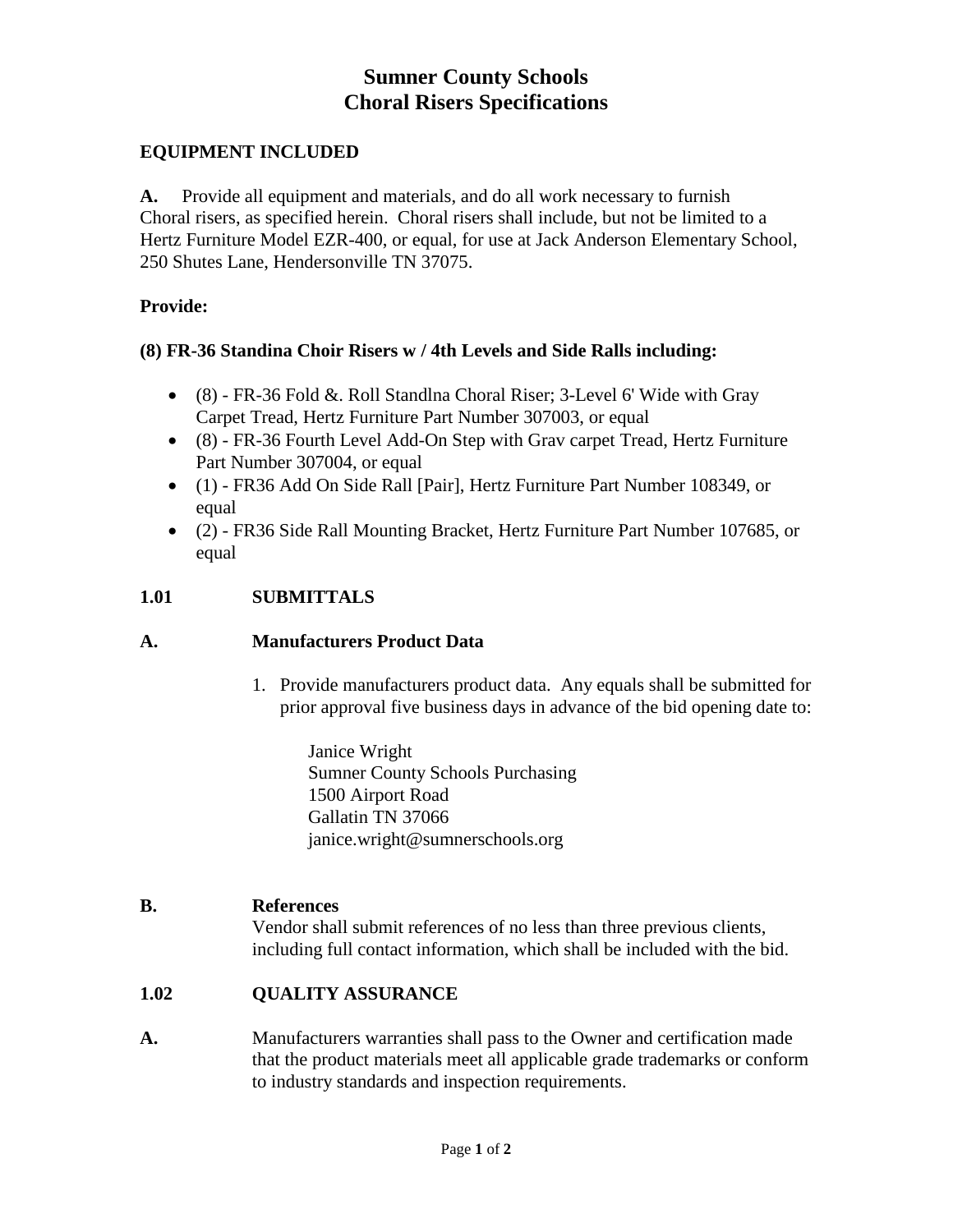# Sumner County Schools
# Choral Risers Specifications

## EQUIPMENT INCLUDED

**A.** Provide all equipment and materials, and do all work necessary to furnish Choral risers, as specified herein. Choral risers shall include, but not be limited to a Hertz Furniture Model EZR-400, or equal, for use at Jack Anderson Elementary School, 250 Shutes Lane, Hendersonville TN 37075.

**Provide:**

**(8) FR-36 Standina Choir Risers w / 4th Levels and Side Ralls including:**

- (8) - FR-36 Fold &. Roll Standlna Choral Riser; 3-Level 6' Wide with Gray Carpet Tread, Hertz Furniture Part Number 307003, or equal
- (8) - FR-36 Fourth Level Add-On Step with Grav carpet Tread, Hertz Furniture Part Number 307004, or equal
- (1) - FR36 Add On Side Rall [Pair], Hertz Furniture Part Number 108349, or equal
- (2) - FR36 Side Rall Mounting Bracket, Hertz Furniture Part Number 107685, or equal

## 1.01 SUBMITTALS

### A. Manufacturers Product Data

1. Provide manufacturers product data. Any equals shall be submitted for prior approval five business days in advance of the bid opening date to:

   Janice Wright
   Sumner County Schools Purchasing
   1500 Airport Road
   Gallatin TN 37066
   janice.wright@sumnerschools.org

### B. References

Vendor shall submit references of no less than three previous clients, including full contact information, which shall be included with the bid.

## 1.02 QUALITY ASSURANCE

**A.** Manufacturers warranties shall pass to the Owner and certification made that the product materials meet all applicable grade trademarks or conform to industry standards and inspection requirements.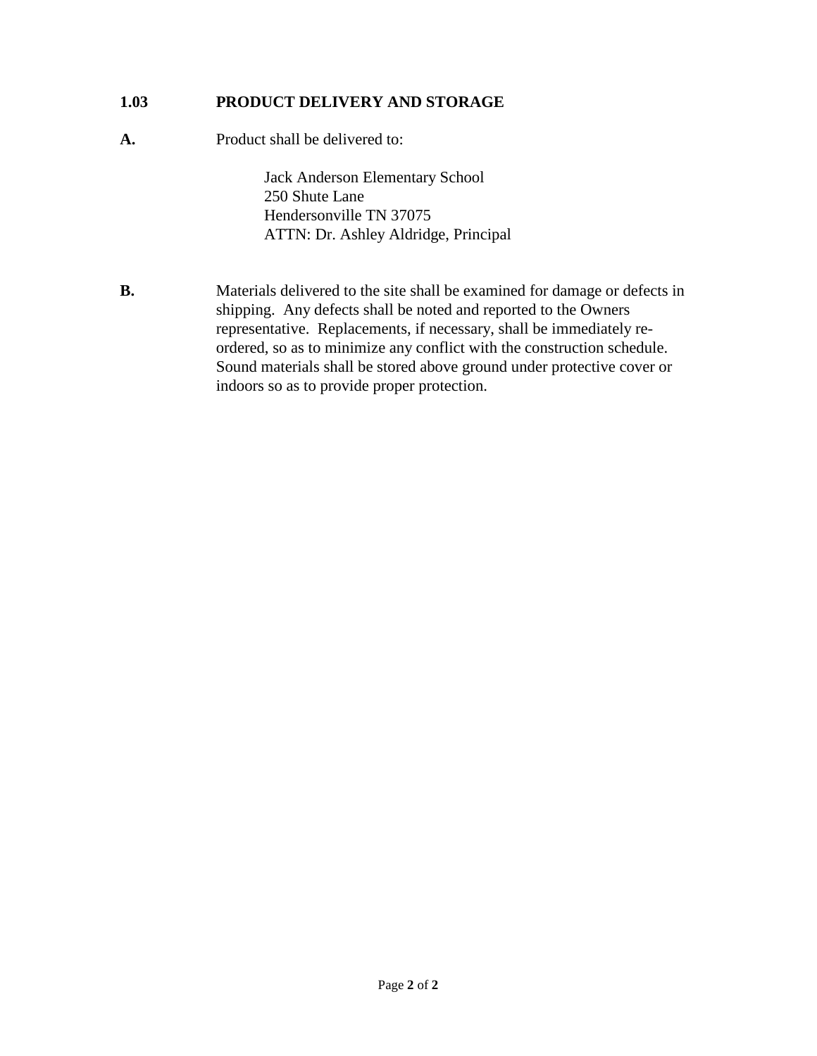## 1.03 PRODUCT DELIVERY AND STORAGE

**A.** Product shall be delivered to:

> Jack Anderson Elementary School
> 250 Shute Lane
> Hendersonville TN 37075
> ATTN: Dr. Ashley Aldridge, Principal

**B.** Materials delivered to the site shall be examined for damage or defects in shipping. Any defects shall be noted and reported to the Owners representative. Replacements, if necessary, shall be immediately re-ordered, so as to minimize any conflict with the construction schedule. Sound materials shall be stored above ground under protective cover or indoors so as to provide proper protection.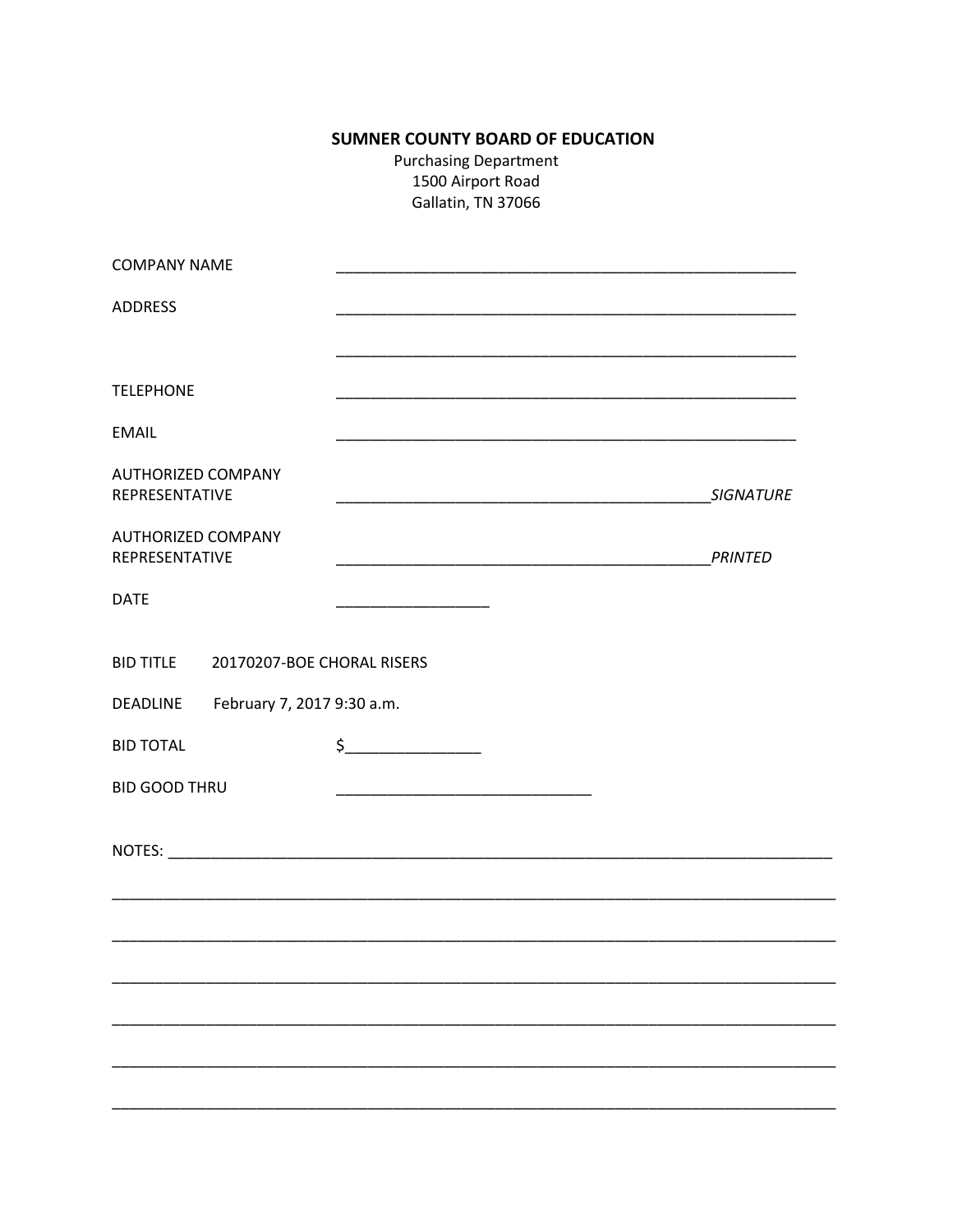**SUMNER COUNTY BOARD OF EDUCATION**

Purchasing Department
1500 Airport Road
Gallatin, TN 37066

COMPANY NAME ________________________________________________________

ADDRESS ________________________________________________________

________________________________________________________

TELEPHONE ________________________________________________________

EMAIL ________________________________________________________

AUTHORIZED COMPANY REPRESENTATIVE ____________________________________________*SIGNATURE*

AUTHORIZED COMPANY REPRESENTATIVE ____________________________________________*PRINTED*

DATE __________________

BID TITLE 20170207-BOE CHORAL RISERS

DEADLINE February 7, 2017 9:30 a.m.

BID TOTAL $________________

BID GOOD THRU ______________________________

NOTES: ________________________________________________________________________________

________________________________________________________________________________________

________________________________________________________________________________________

________________________________________________________________________________________

________________________________________________________________________________________

________________________________________________________________________________________

________________________________________________________________________________________